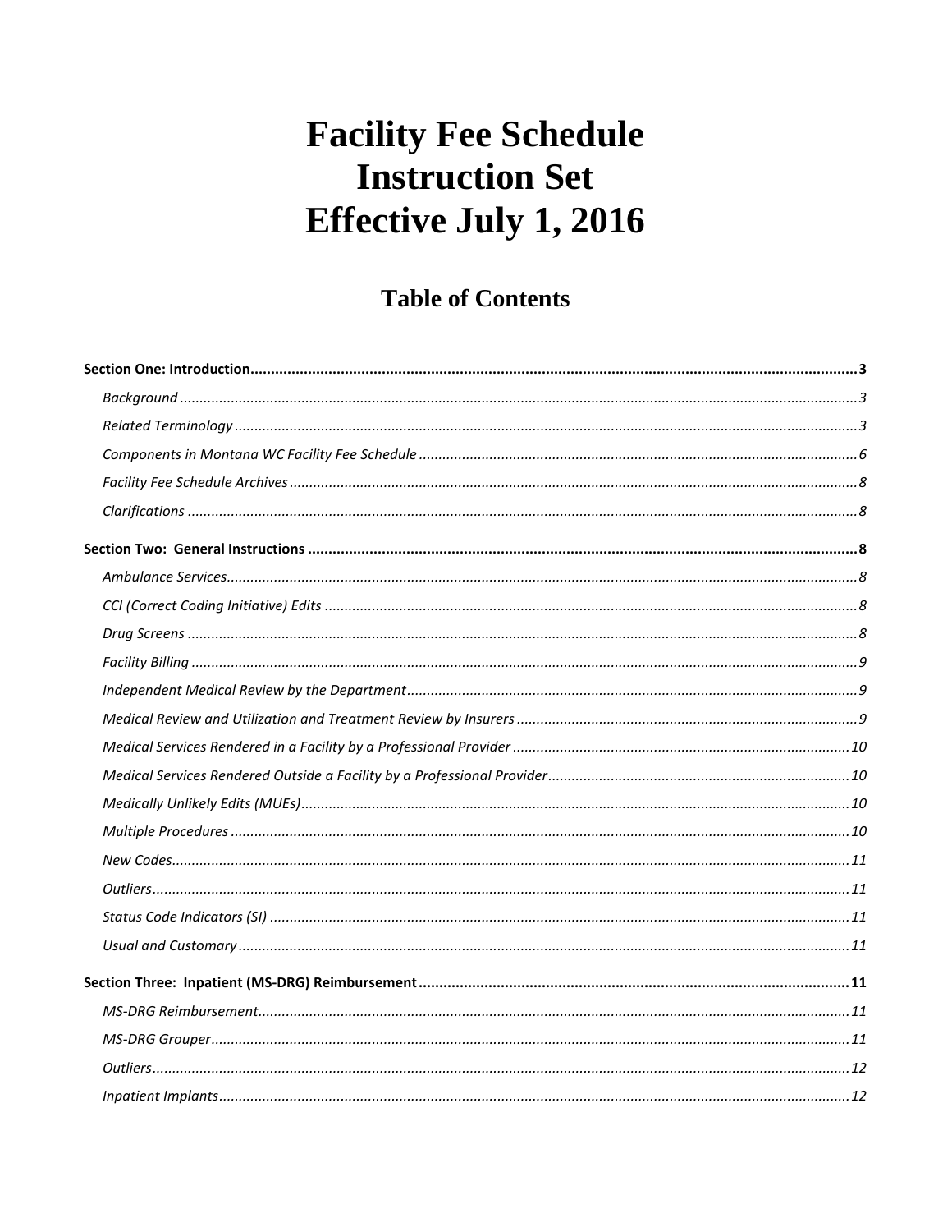# Facility Fee Schedule Instruction Set Effective July 1, 2016

## Table of Contents

**Section One: Introduction** ..... 3

- *Background* ..... 3
- *Related Terminology* ..... 3
- *Components in Montana WC Facility Fee Schedule* ..... 6
- *Facility Fee Schedule Archives* ..... 8
- *Clarifications* ..... 8

**Section Two: General Instructions** ..... 8

- *Ambulance Services* ..... 8
- *CCI (Correct Coding Initiative) Edits* ..... 8
- *Drug Screens* ..... 8
- *Facility Billing* ..... 9
- *Independent Medical Review by the Department* ..... 9
- *Medical Review and Utilization and Treatment Review by Insurers* ..... 9
- *Medical Services Rendered in a Facility by a Professional Provider* ..... 10
- *Medical Services Rendered Outside a Facility by a Professional Provider* ..... 10
- *Medically Unlikely Edits (MUEs)* ..... 10
- *Multiple Procedures* ..... 10
- *New Codes* ..... 11
- *Outliers* ..... 11
- *Status Code Indicators (SI)* ..... 11
- *Usual and Customary* ..... 11

**Section Three: Inpatient (MS-DRG) Reimbursement** ..... 11

- *MS-DRG Reimbursement* ..... 11
- *MS-DRG Grouper* ..... 11
- *Outliers* ..... 12
- *Inpatient Implants* ..... 12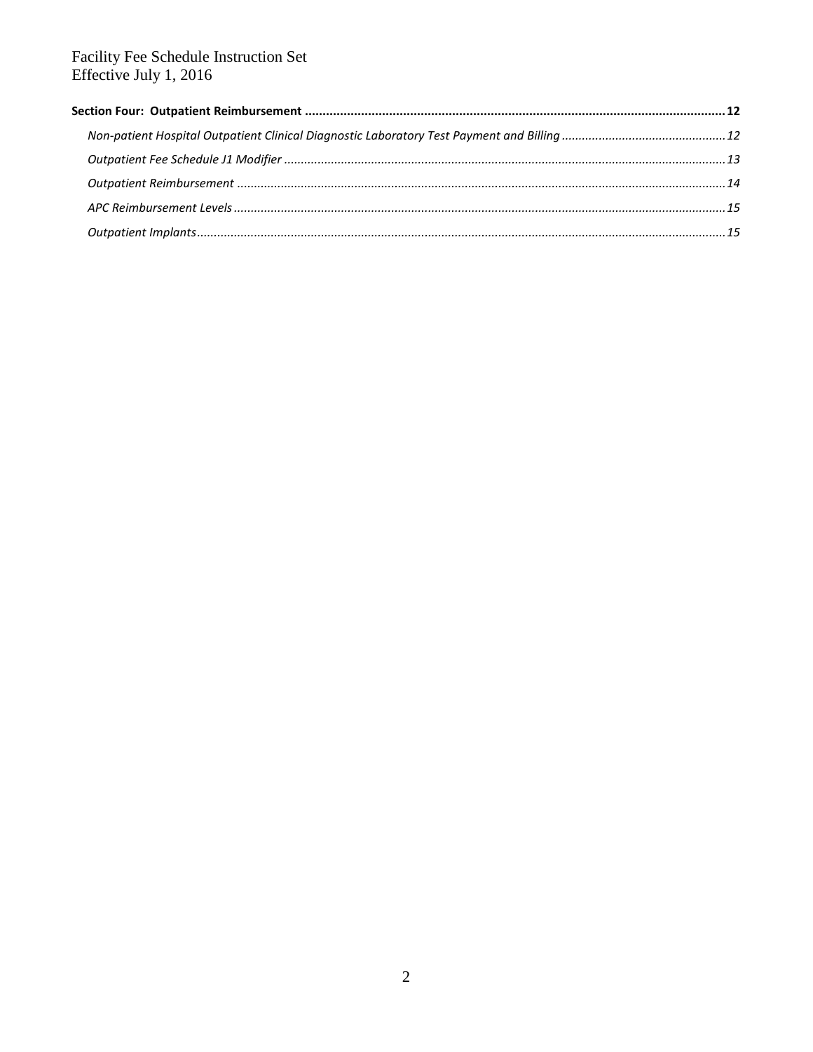**Section Four: Outpatient Reimbursement** ........................................................................................................................ 12

*Non-patient Hospital Outpatient Clinical Diagnostic Laboratory Test Payment and Billing* ................................................ 12

*Outpatient Fee Schedule J1 Modifier* .................................................................................................................................. 13

*Outpatient Reimbursement* ................................................................................................................................................ 14

*APC Reimbursement Levels* ................................................................................................................................................. 15

*Outpatient Implants* ............................................................................................................................................................ 15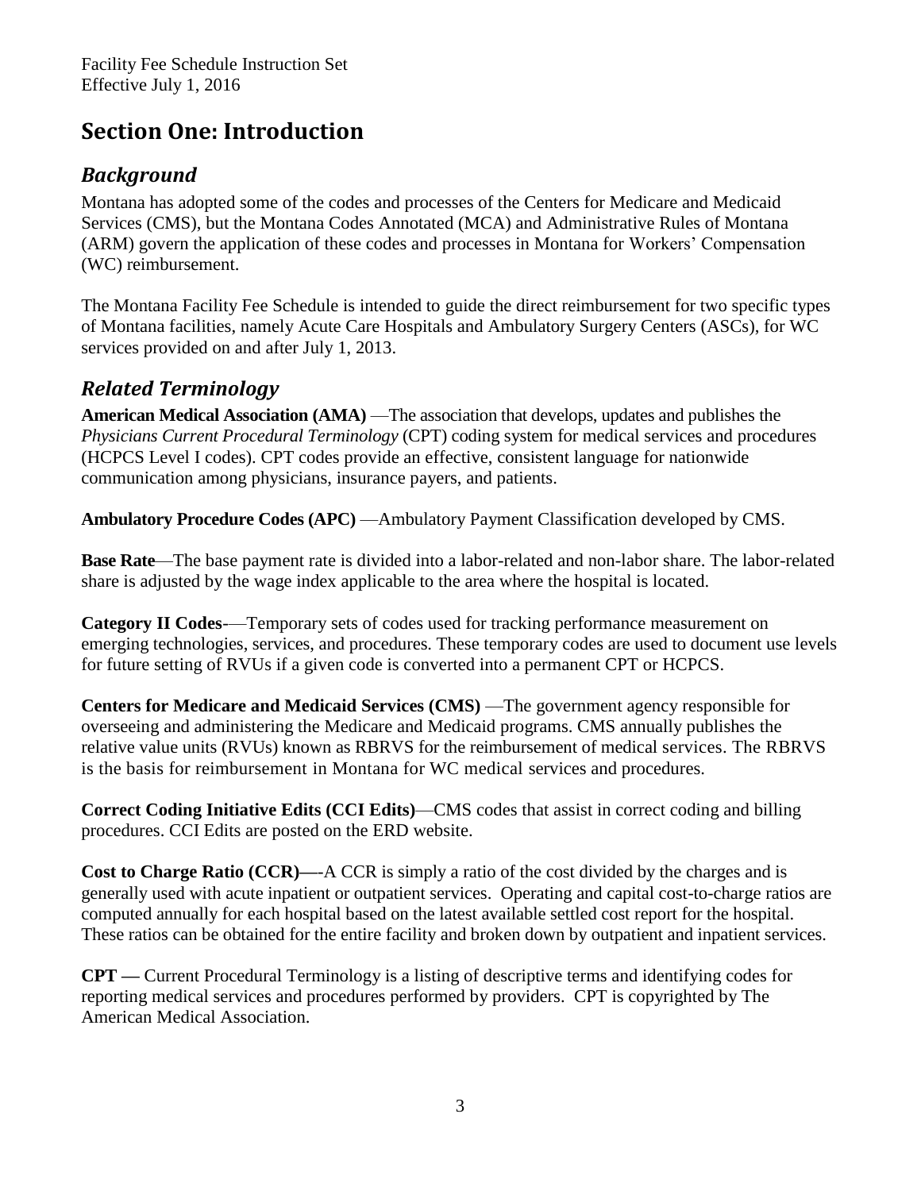# Section One: Introduction

## *Background*

Montana has adopted some of the codes and processes of the Centers for Medicare and Medicaid Services (CMS), but the Montana Codes Annotated (MCA) and Administrative Rules of Montana (ARM) govern the application of these codes and processes in Montana for Workers' Compensation (WC) reimbursement.

The Montana Facility Fee Schedule is intended to guide the direct reimbursement for two specific types of Montana facilities, namely Acute Care Hospitals and Ambulatory Surgery Centers (ASCs), for WC services provided on and after July 1, 2013.

## *Related Terminology*

**American Medical Association (AMA)** —The association that develops, updates and publishes the *Physicians Current Procedural Terminology* (CPT) coding system for medical services and procedures (HCPCS Level I codes). CPT codes provide an effective, consistent language for nationwide communication among physicians, insurance payers, and patients.

**Ambulatory Procedure Codes (APC)** —Ambulatory Payment Classification developed by CMS.

**Base Rate**—The base payment rate is divided into a labor-related and non-labor share. The labor-related share is adjusted by the wage index applicable to the area where the hospital is located.

**Category II Codes**-—Temporary sets of codes used for tracking performance measurement on emerging technologies, services, and procedures. These temporary codes are used to document use levels for future setting of RVUs if a given code is converted into a permanent CPT or HCPCS.

**Centers for Medicare and Medicaid Services (CMS)** —The government agency responsible for overseeing and administering the Medicare and Medicaid programs. CMS annually publishes the relative value units (RVUs) known as RBRVS for the reimbursement of medical services. The RBRVS is the basis for reimbursement in Montana for WC medical services and procedures.

**Correct Coding Initiative Edits (CCI Edits)**—CMS codes that assist in correct coding and billing procedures. CCI Edits are posted on the ERD website.

**Cost to Charge Ratio (CCR)—**-A CCR is simply a ratio of the cost divided by the charges and is generally used with acute inpatient or outpatient services. Operating and capital cost-to-charge ratios are computed annually for each hospital based on the latest available settled cost report for the hospital. These ratios can be obtained for the entire facility and broken down by outpatient and inpatient services.

**CPT —** Current Procedural Terminology is a listing of descriptive terms and identifying codes for reporting medical services and procedures performed by providers. CPT is copyrighted by The American Medical Association.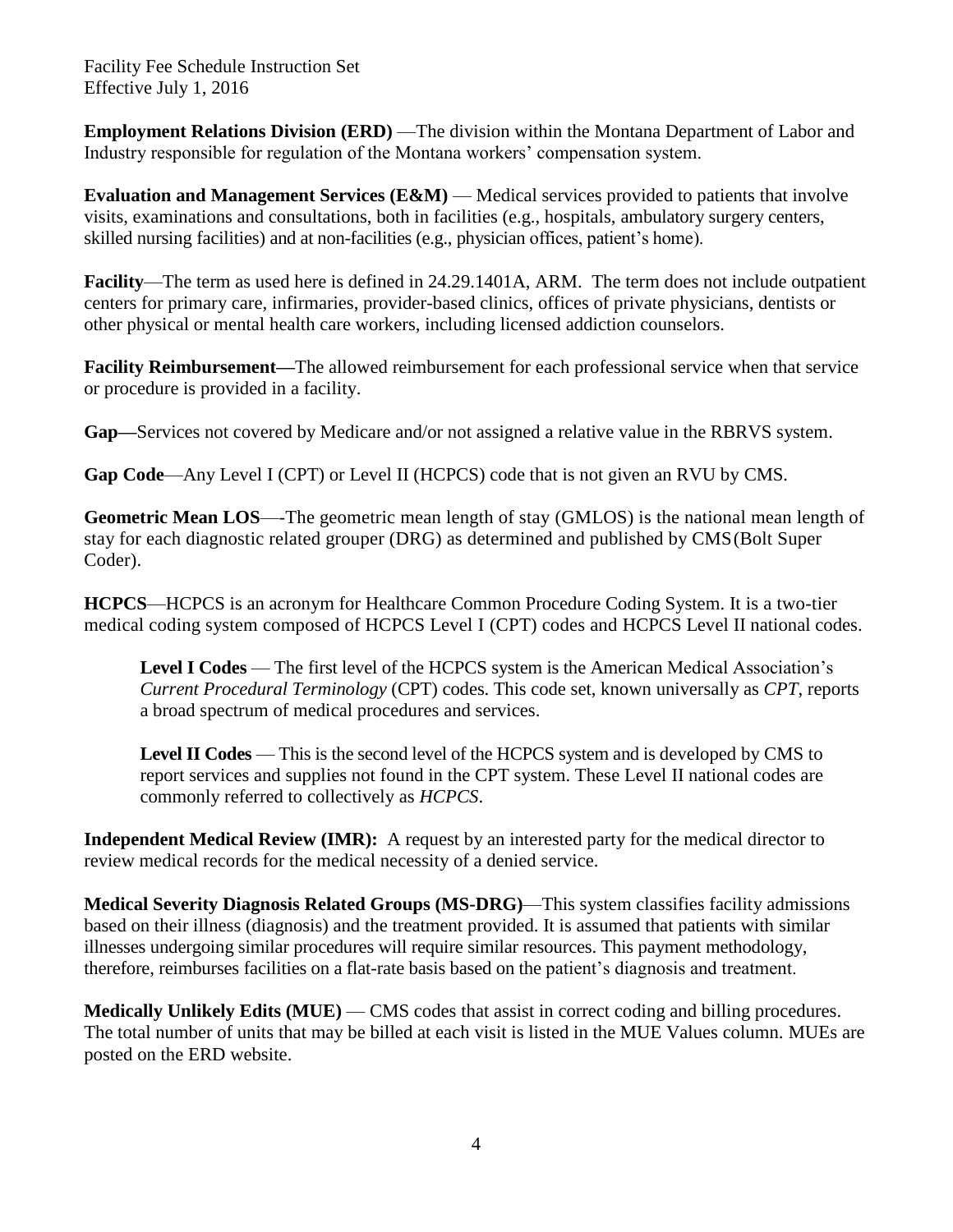**Employment Relations Division (ERD)** —The division within the Montana Department of Labor and Industry responsible for regulation of the Montana workers' compensation system.

**Evaluation and Management Services (E&M)** — Medical services provided to patients that involve visits, examinations and consultations, both in facilities (e.g., hospitals, ambulatory surgery centers, skilled nursing facilities) and at non-facilities (e.g., physician offices, patient's home).

**Facility**—The term as used here is defined in 24.29.1401A, ARM. The term does not include outpatient centers for primary care, infirmaries, provider-based clinics, offices of private physicians, dentists or other physical or mental health care workers, including licensed addiction counselors.

**Facility Reimbursement—**The allowed reimbursement for each professional service when that service or procedure is provided in a facility.

**Gap—**Services not covered by Medicare and/or not assigned a relative value in the RBRVS system.

**Gap Code**—Any Level I (CPT) or Level II (HCPCS) code that is not given an RVU by CMS.

**Geometric Mean LOS**—-The geometric mean length of stay (GMLOS) is the national mean length of stay for each diagnostic related grouper (DRG) as determined and published by CMS(Bolt Super Coder).

**HCPCS**—HCPCS is an acronym for Healthcare Common Procedure Coding System. It is a two-tier medical coding system composed of HCPCS Level I (CPT) codes and HCPCS Level II national codes.

> **Level I Codes** — The first level of the HCPCS system is the American Medical Association's *Current Procedural Terminology* (CPT) codes. This code set, known universally as *CPT*, reports a broad spectrum of medical procedures and services.
>
> **Level II Codes** — This is the second level of the HCPCS system and is developed by CMS to report services and supplies not found in the CPT system. These Level II national codes are commonly referred to collectively as *HCPCS*.

**Independent Medical Review (IMR):** A request by an interested party for the medical director to review medical records for the medical necessity of a denied service.

**Medical Severity Diagnosis Related Groups (MS-DRG)**—This system classifies facility admissions based on their illness (diagnosis) and the treatment provided. It is assumed that patients with similar illnesses undergoing similar procedures will require similar resources. This payment methodology, therefore, reimburses facilities on a flat-rate basis based on the patient's diagnosis and treatment.

**Medically Unlikely Edits (MUE)** — CMS codes that assist in correct coding and billing procedures. The total number of units that may be billed at each visit is listed in the MUE Values column. MUEs are posted on the ERD website.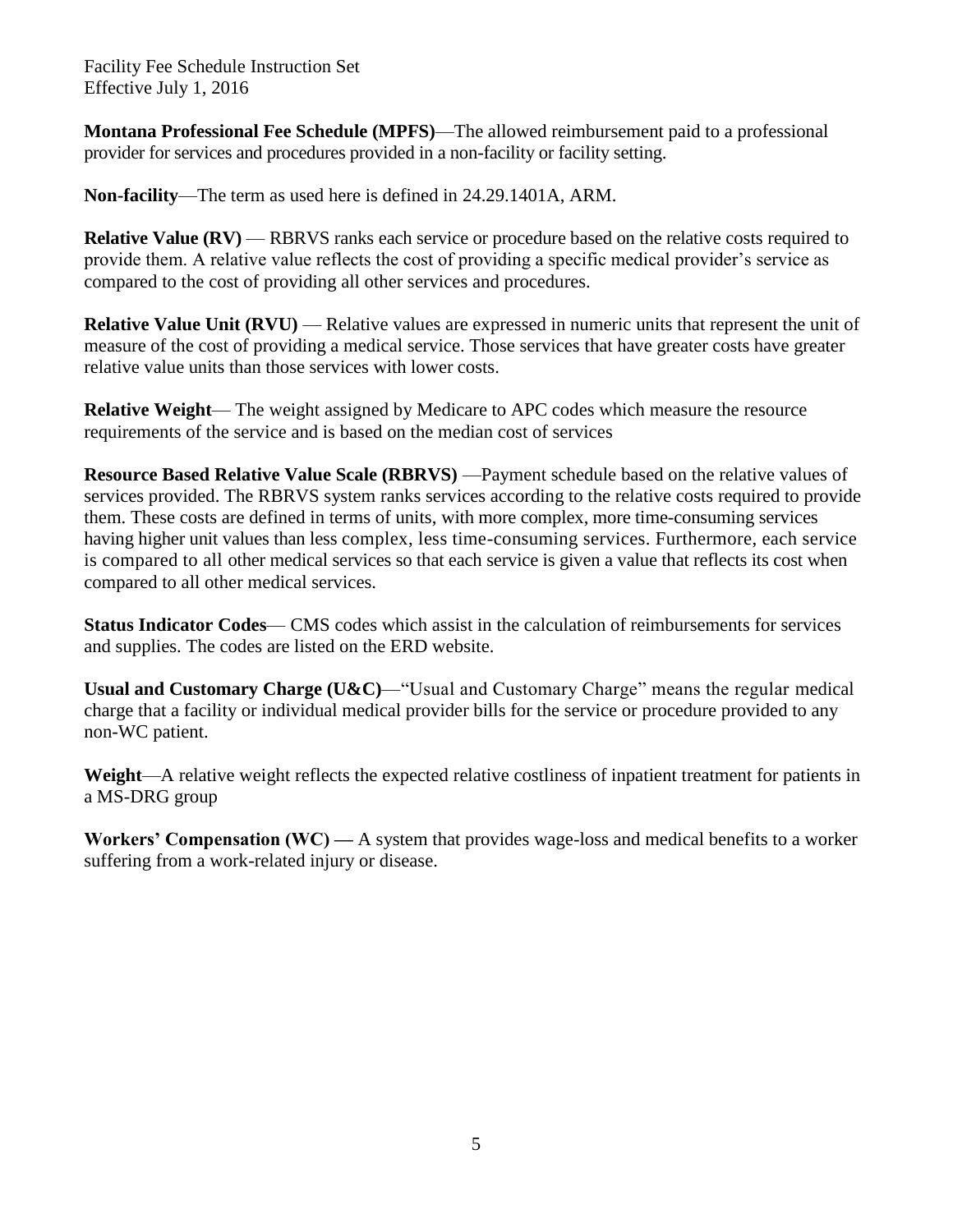**Montana Professional Fee Schedule (MPFS)**—The allowed reimbursement paid to a professional provider for services and procedures provided in a non-facility or facility setting.

**Non-facility**—The term as used here is defined in 24.29.1401A, ARM.

**Relative Value (RV)** — RBRVS ranks each service or procedure based on the relative costs required to provide them. A relative value reflects the cost of providing a specific medical provider's service as compared to the cost of providing all other services and procedures.

**Relative Value Unit (RVU)** — Relative values are expressed in numeric units that represent the unit of measure of the cost of providing a medical service. Those services that have greater costs have greater relative value units than those services with lower costs.

**Relative Weight**— The weight assigned by Medicare to APC codes which measure the resource requirements of the service and is based on the median cost of services

**Resource Based Relative Value Scale (RBRVS)** —Payment schedule based on the relative values of services provided. The RBRVS system ranks services according to the relative costs required to provide them. These costs are defined in terms of units, with more complex, more time-consuming services having higher unit values than less complex, less time-consuming services. Furthermore, each service is compared to all other medical services so that each service is given a value that reflects its cost when compared to all other medical services.

**Status Indicator Codes**— CMS codes which assist in the calculation of reimbursements for services and supplies. The codes are listed on the ERD website.

**Usual and Customary Charge (U&C)**—"Usual and Customary Charge" means the regular medical charge that a facility or individual medical provider bills for the service or procedure provided to any non-WC patient.

**Weight**—A relative weight reflects the expected relative costliness of inpatient treatment for patients in a MS-DRG group

**Workers' Compensation (WC) —** A system that provides wage-loss and medical benefits to a worker suffering from a work-related injury or disease.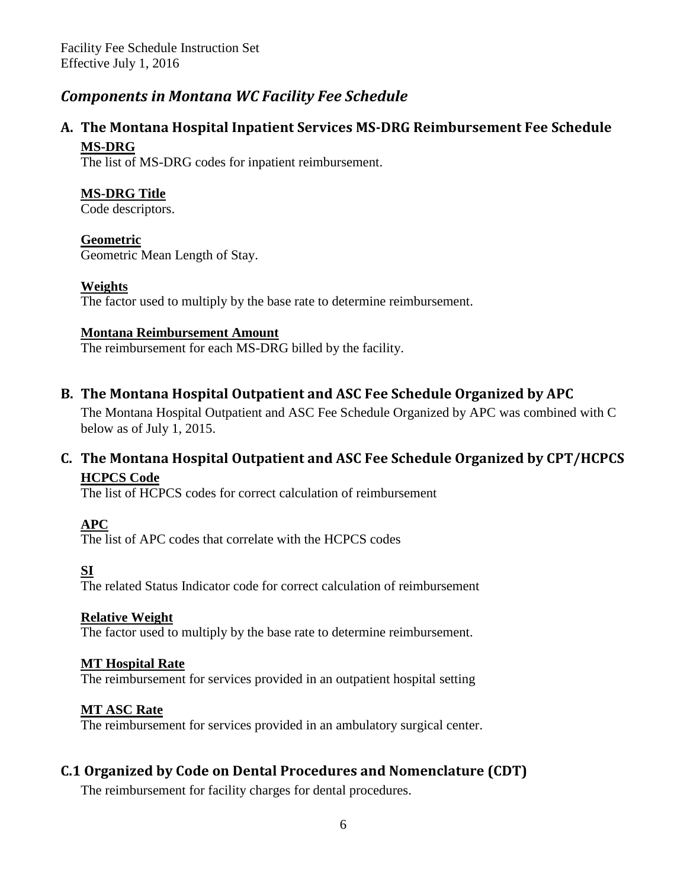## *Components in Montana WC Facility Fee Schedule*

### A. The Montana Hospital Inpatient Services MS-DRG Reimbursement Fee Schedule

**MS-DRG**
The list of MS-DRG codes for inpatient reimbursement.

**Montana MS-DRG Title**

Wait—

**MS-DRG Title**
Code descriptors.

**Geometric**
Geometric Mean Length of Stay.

**Weights**
The factor used to multiply by the base rate to determine reimbursement.

**Montana Reimbursement Amount**
The reimbursement for each MS-DRG billed by the facility.

### B. The Montana Hospital Outpatient and ASC Fee Schedule Organized by APC

The Montana Hospital Outpatient and ASC Fee Schedule Organized by APC was combined with C below as of July 1, 2015.

### C. The Montana Hospital Outpatient and ASC Fee Schedule Organized by CPT/HCPCS

**HCPCS Code**
The list of HCPCS codes for correct calculation of reimbursement

**APC**
The list of APC codes that correlate with the HCPCS codes

**SI**
The related Status Indicator code for correct calculation of reimbursement

**Relative Weight**
The factor used to multiply by the base rate to determine reimbursement.

**MT Hospital Rate**
The reimbursement for services provided in an outpatient hospital setting

**MT ASC Rate**
The reimbursement for services provided in an ambulatory surgical center.

### C.1 Organized by Code on Dental Procedures and Nomenclature (CDT)

The reimbursement for facility charges for dental procedures.

## *Components in Montana WC Facility Fee Schedule*

### A. The Montana Hospital Inpatient Services MS-DRG Reimbursement Fee Schedule

**MS-DRG**
The list of MS-DRG codes for inpatient reimbursement.

**MS-DRG Title**
Code descriptors.

**Geometric**
Geometric Mean Length of Stay.

**Weights**
The factor used to multiply by the base rate to determine reimbursement.

**Montana Reimbursement Amount**
The reimbursement for each MS-DRG billed by the facility.

### B. The Montana Hospital Outpatient and ASC Fee Schedule Organized by APC

The Montana Hospital Outpatient and ASC Fee Schedule Organized by APC was combined with C below as of July 1, 2015.

### C. The Montana Hospital Outpatient and ASC Fee Schedule Organized by CPT/HCPCS

**HCPCS Code**
The list of HCPCS codes for correct calculation of reimbursement

**APC**
The list of APC codes that correlate with the HCPCS codes

**SI**
The related Status Indicator code for correct calculation of reimbursement

**Relative Weight**
The factor used to multiply by the base rate to determine reimbursement.

**MT Hospital Rate**
The reimbursement for services provided in an outpatient hospital setting

**MT ASC Rate**
The reimbursement for services provided in an ambulatory surgical center.

### C.1 Organized by Code on Dental Procedures and Nomenclature (CDT)

The reimbursement for facility charges for dental procedures.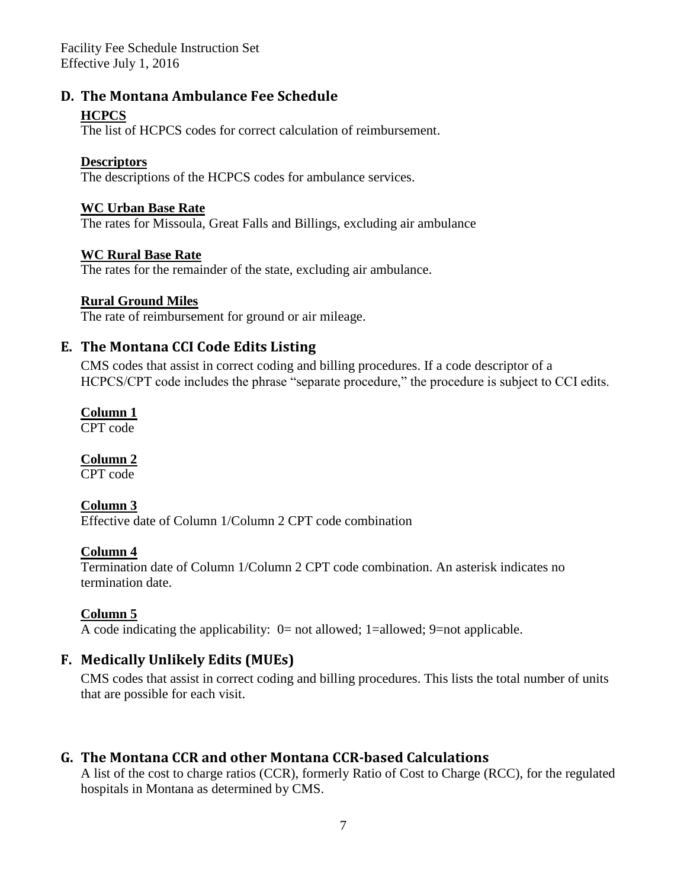## D. The Montana Ambulance Fee Schedule

**HCPCS**

The list of HCPCS codes for correct calculation of reimbursement.

**Descriptors**

The descriptions of the HCPCS codes for ambulance services.

**WC Urban Base Rate**

The rates for Missoula, Great Falls and Billings, excluding air ambulance

**WC Rural Base Rate**

The rates for the remainder of the state, excluding air ambulance.

**Rural Ground Miles**

The rate of reimbursement for ground or air mileage.

## E. The Montana CCI Code Edits Listing

CMS codes that assist in correct coding and billing procedures. If a code descriptor of a HCPCS/CPT code includes the phrase "separate procedure," the procedure is subject to CCI edits.

**Column 1**

CPT code

**Column 2**

CPT code

**Column 3**

Effective date of Column 1/Column 2 CPT code combination

**Column 4**

Termination date of Column 1/Column 2 CPT code combination. An asterisk indicates no termination date.

**Column 5**

A code indicating the applicability: 0= not allowed; 1=allowed; 9=not applicable.

## F. Medically Unlikely Edits (MUEs)

CMS codes that assist in correct coding and billing procedures. This lists the total number of units that are possible for each visit.

## G. The Montana CCR and other Montana CCR-based Calculations

A list of the cost to charge ratios (CCR), formerly Ratio of Cost to Charge (RCC), for the regulated hospitals in Montana as determined by CMS.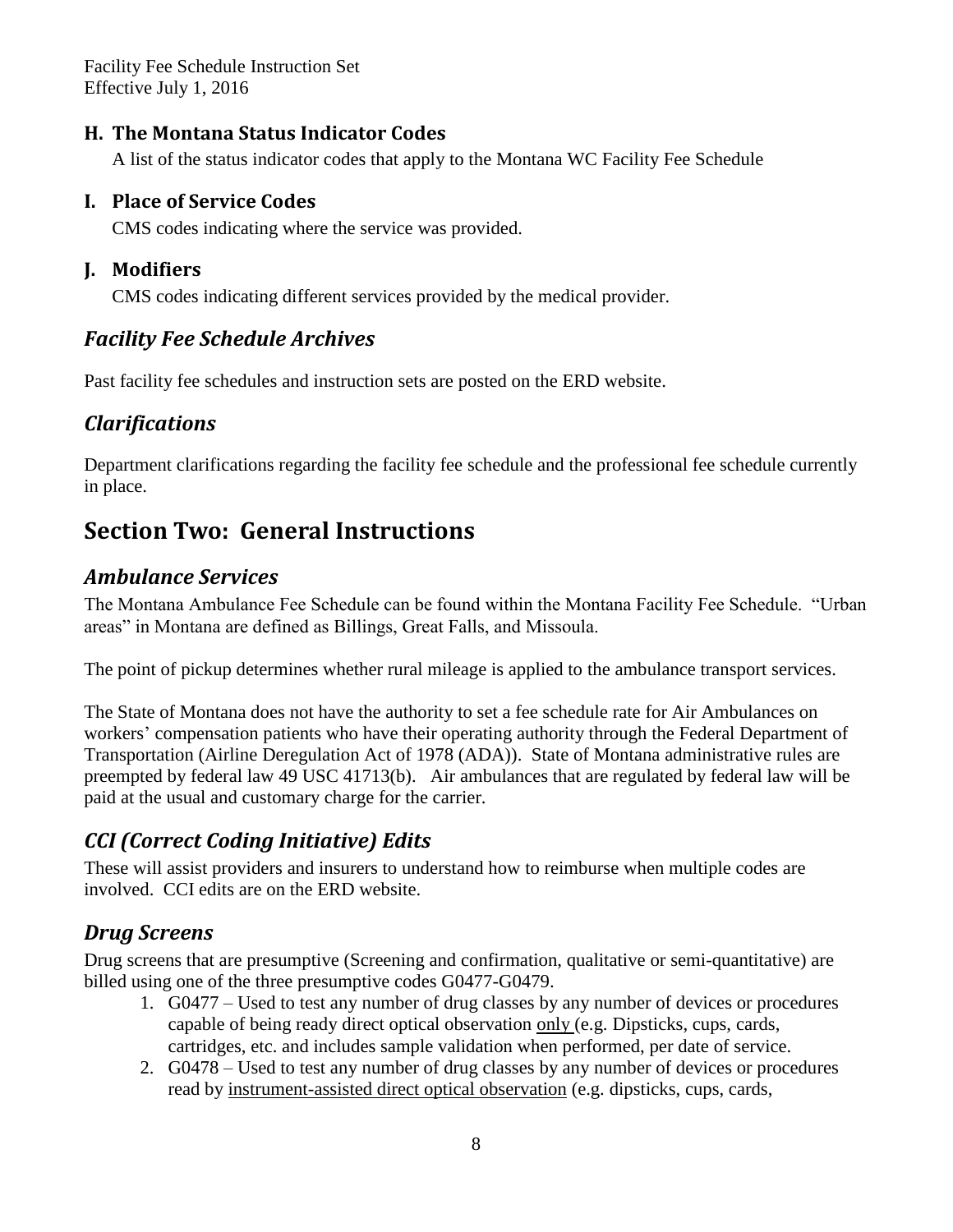### H. The Montana Status Indicator Codes

A list of the status indicator codes that apply to the Montana WC Facility Fee Schedule

### I. Place of Service Codes

CMS codes indicating where the service was provided.

### J. Modifiers

CMS codes indicating different services provided by the medical provider.

## *Facility Fee Schedule Archives*

Past facility fee schedules and instruction sets are posted on the ERD website.

## *Clarifications*

Department clarifications regarding the facility fee schedule and the professional fee schedule currently in place.

# Section Two: General Instructions

## *Ambulance Services*

The Montana Ambulance Fee Schedule can be found within the Montana Facility Fee Schedule. "Urban areas" in Montana are defined as Billings, Great Falls, and Missoula.

The point of pickup determines whether rural mileage is applied to the ambulance transport services.

The State of Montana does not have the authority to set a fee schedule rate for Air Ambulances on workers' compensation patients who have their operating authority through the Federal Department of Transportation (Airline Deregulation Act of 1978 (ADA)). State of Montana administrative rules are preempted by federal law 49 USC 41713(b). Air ambulances that are regulated by federal law will be paid at the usual and customary charge for the carrier.

## *CCI (Correct Coding Initiative) Edits*

These will assist providers and insurers to understand how to reimburse when multiple codes are involved. CCI edits are on the ERD website.

## *Drug Screens*

Drug screens that are presumptive (Screening and confirmation, qualitative or semi-quantitative) are billed using one of the three presumptive codes G0477-G0479.

1. G0477 – Used to test any number of drug classes by any number of devices or procedures capable of being ready direct optical observation only (e.g. Dipsticks, cups, cards, cartridges, etc. and includes sample validation when performed, per date of service.
2. G0478 – Used to test any number of drug classes by any number of devices or procedures read by instrument-assisted direct optical observation (e.g. dipsticks, cups, cards,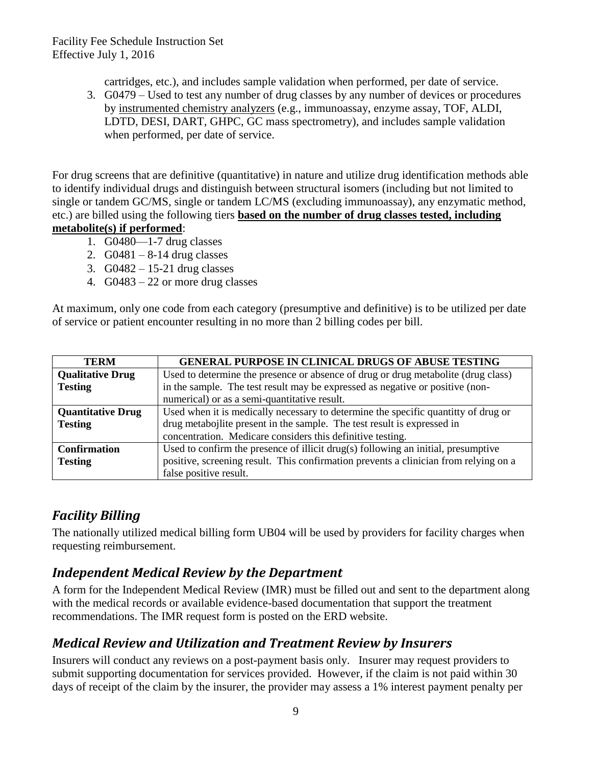cartridges, etc.), and includes sample validation when performed, per date of service.

3. G0479 – Used to test any number of drug classes by any number of devices or procedures by instrumented chemistry analyzers (e.g., immunoassay, enzyme assay, TOF, ALDI, LDTD, DESI, DART, GHPC, GC mass spectrometry), and includes sample validation when performed, per date of service.

For drug screens that are definitive (quantitative) in nature and utilize drug identification methods able to identify individual drugs and distinguish between structural isomers (including but not limited to single or tandem GC/MS, single or tandem LC/MS (excluding immunoassay), any enzymatic method, etc.) are billed using the following tiers **based on the number of drug classes tested, including metabolite(s) if performed**:

1. G0480—1-7 drug classes
2. G0481 – 8-14 drug classes
3. G0482 – 15-21 drug classes
4. G0483 – 22 or more drug classes

At maximum, only one code from each category (presumptive and definitive) is to be utilized per date of service or patient encounter resulting in no more than 2 billing codes per bill.

| TERM | GENERAL PURPOSE IN CLINICAL DRUGS OF ABUSE TESTING |
|---|---|
| **Qualitative Drug Testing** | Used to determine the presence or absence of drug or drug metabolite (drug class) in the sample. The test result may be expressed as negative or positive (non-numerical) or as a semi-quantitative result. |
| **Quantitative Drug Testing** | Used when it is medically necessary to determine the specific quantitty of drug or drug metabojlite present in the sample. The test result is expressed in concentration. Medicare considers this definitive testing. |
| **Confirmation Testing** | Used to confirm the presence of illicit drug(s) following an initial, presumptive positive, screening result. This confirmation prevents a clinician from relying on a false positive result. |

## *Facility Billing*

The nationally utilized medical billing form UB04 will be used by providers for facility charges when requesting reimbursement.

## *Independent Medical Review by the Department*

A form for the Independent Medical Review (IMR) must be filled out and sent to the department along with the medical records or available evidence-based documentation that support the treatment recommendations. The IMR request form is posted on the ERD website.

## *Medical Review and Utilization and Treatment Review by Insurers*

Insurers will conduct any reviews on a post-payment basis only. Insurer may request providers to submit supporting documentation for services provided. However, if the claim is not paid within 30 days of receipt of the claim by the insurer, the provider may assess a 1% interest payment penalty per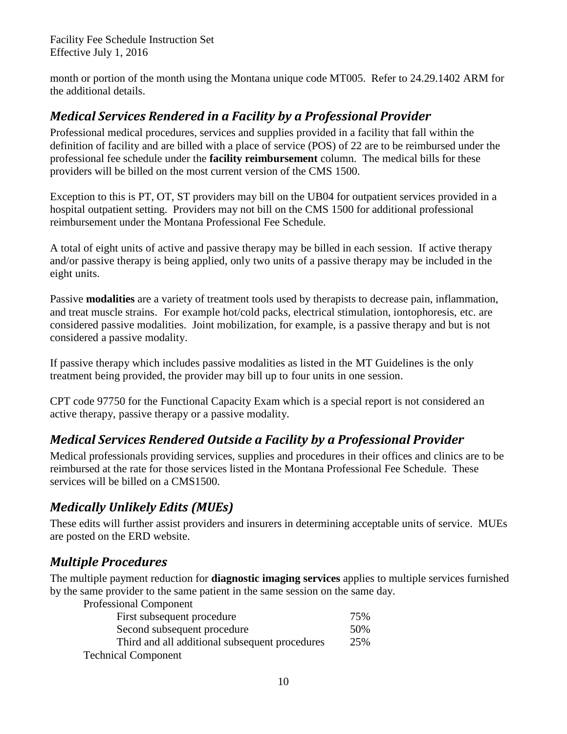month or portion of the month using the Montana unique code MT005. Refer to 24.29.1402 ARM for the additional details.

## *Medical Services Rendered in a Facility by a Professional Provider*

Professional medical procedures, services and supplies provided in a facility that fall within the definition of facility and are billed with a place of service (POS) of 22 are to be reimbursed under the professional fee schedule under the **facility reimbursement** column. The medical bills for these providers will be billed on the most current version of the CMS 1500.

Exception to this is PT, OT, ST providers may bill on the UB04 for outpatient services provided in a hospital outpatient setting. Providers may not bill on the CMS 1500 for additional professional reimbursement under the Montana Professional Fee Schedule.

A total of eight units of active and passive therapy may be billed in each session. If active therapy and/or passive therapy is being applied, only two units of a passive therapy may be included in the eight units.

Passive **modalities** are a variety of treatment tools used by therapists to decrease pain, inflammation, and treat muscle strains. For example hot/cold packs, electrical stimulation, iontophoresis, etc. are considered passive modalities. Joint mobilization, for example, is a passive therapy and but is not considered a passive modality.

If passive therapy which includes passive modalities as listed in the MT Guidelines is the only treatment being provided, the provider may bill up to four units in one session.

CPT code 97750 for the Functional Capacity Exam which is a special report is not considered an active therapy, passive therapy or a passive modality.

## *Medical Services Rendered Outside a Facility by a Professional Provider*

Medical professionals providing services, supplies and procedures in their offices and clinics are to be reimbursed at the rate for those services listed in the Montana Professional Fee Schedule. These services will be billed on a CMS1500.

## *Medically Unlikely Edits (MUEs)*

These edits will further assist providers and insurers in determining acceptable units of service. MUEs are posted on the ERD website.

## *Multiple Procedures*

The multiple payment reduction for **diagnostic imaging services** applies to multiple services furnished by the same provider to the same patient in the same session on the same day.

Professional Component

| | |
|---|---|
| First subsequent procedure | 75% |
| Second subsequent procedure | 50% |
| Third and all additional subsequent procedures | 25% |

Technical Component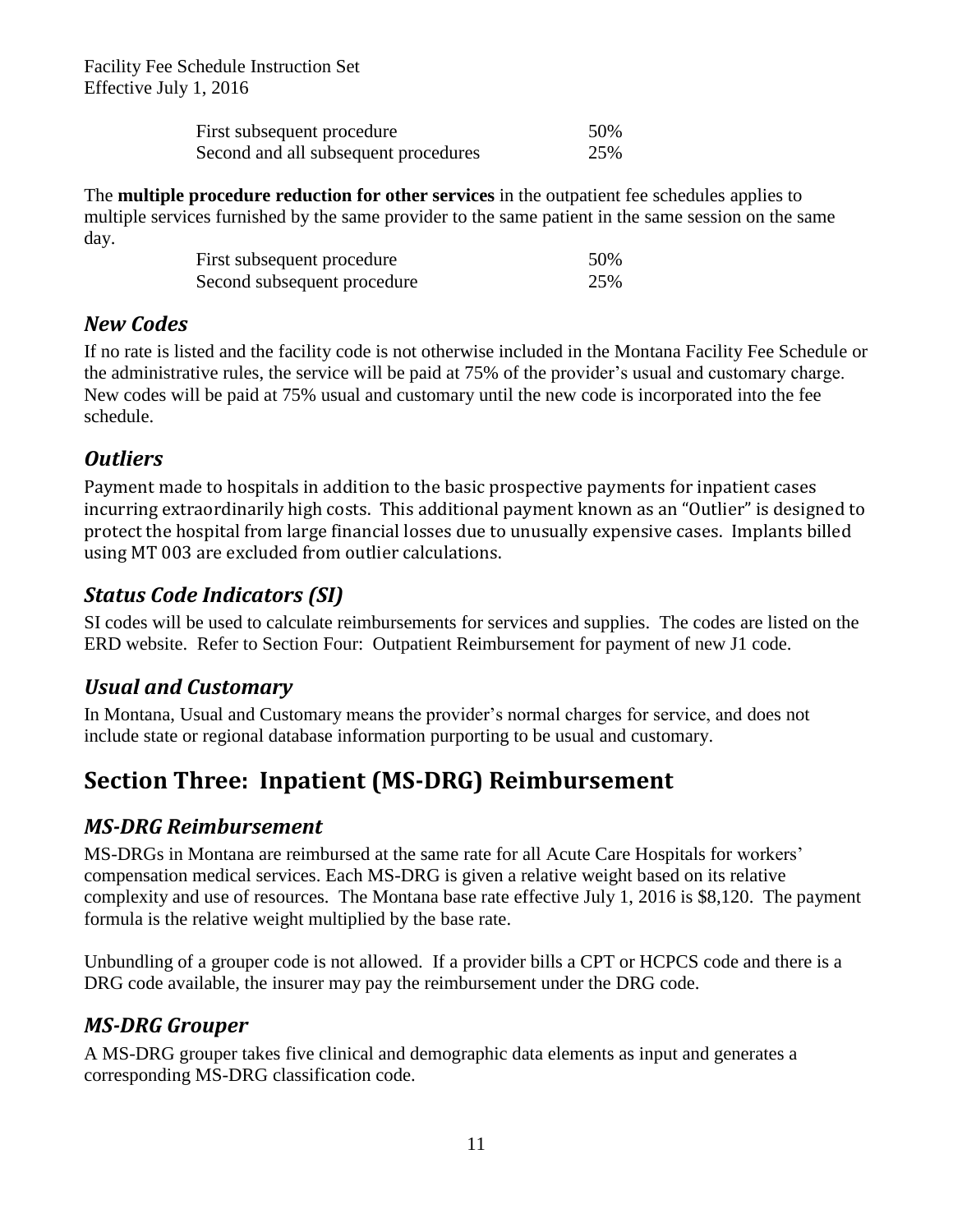| | |
|---|---|
| First subsequent procedure | 50% |
| Second and all subsequent procedures | 25% |

The **multiple procedure reduction for other services** in the outpatient fee schedules applies to multiple services furnished by the same provider to the same patient in the same session on the same day.

| | |
|---|---|
| First subsequent procedure | 50% |
| Second subsequent procedure | 25% |

## *New Codes*

If no rate is listed and the facility code is not otherwise included in the Montana Facility Fee Schedule or the administrative rules, the service will be paid at 75% of the provider's usual and customary charge. New codes will be paid at 75% usual and customary until the new code is incorporated into the fee schedule.

## *Outliers*

Payment made to hospitals in addition to the basic prospective payments for inpatient cases incurring extraordinarily high costs. This additional payment known as an "Outlier" is designed to protect the hospital from large financial losses due to unusually expensive cases. Implants billed using MT 003 are excluded from outlier calculations.

## *Status Code Indicators (SI)*

SI codes will be used to calculate reimbursements for services and supplies. The codes are listed on the ERD website. Refer to Section Four: Outpatient Reimbursement for payment of new J1 code.

## *Usual and Customary*

In Montana, Usual and Customary means the provider's normal charges for service, and does not include state or regional database information purporting to be usual and customary.

# Section Three: Inpatient (MS-DRG) Reimbursement

## *MS-DRG Reimbursement*

MS-DRGs in Montana are reimbursed at the same rate for all Acute Care Hospitals for workers' compensation medical services. Each MS-DRG is given a relative weight based on its relative complexity and use of resources. The Montana base rate effective July 1, 2016 is $8,120. The payment formula is the relative weight multiplied by the base rate.

Unbundling of a grouper code is not allowed. If a provider bills a CPT or HCPCS code and there is a DRG code available, the insurer may pay the reimbursement under the DRG code.

## *MS-DRG Grouper*

A MS-DRG grouper takes five clinical and demographic data elements as input and generates a corresponding MS-DRG classification code.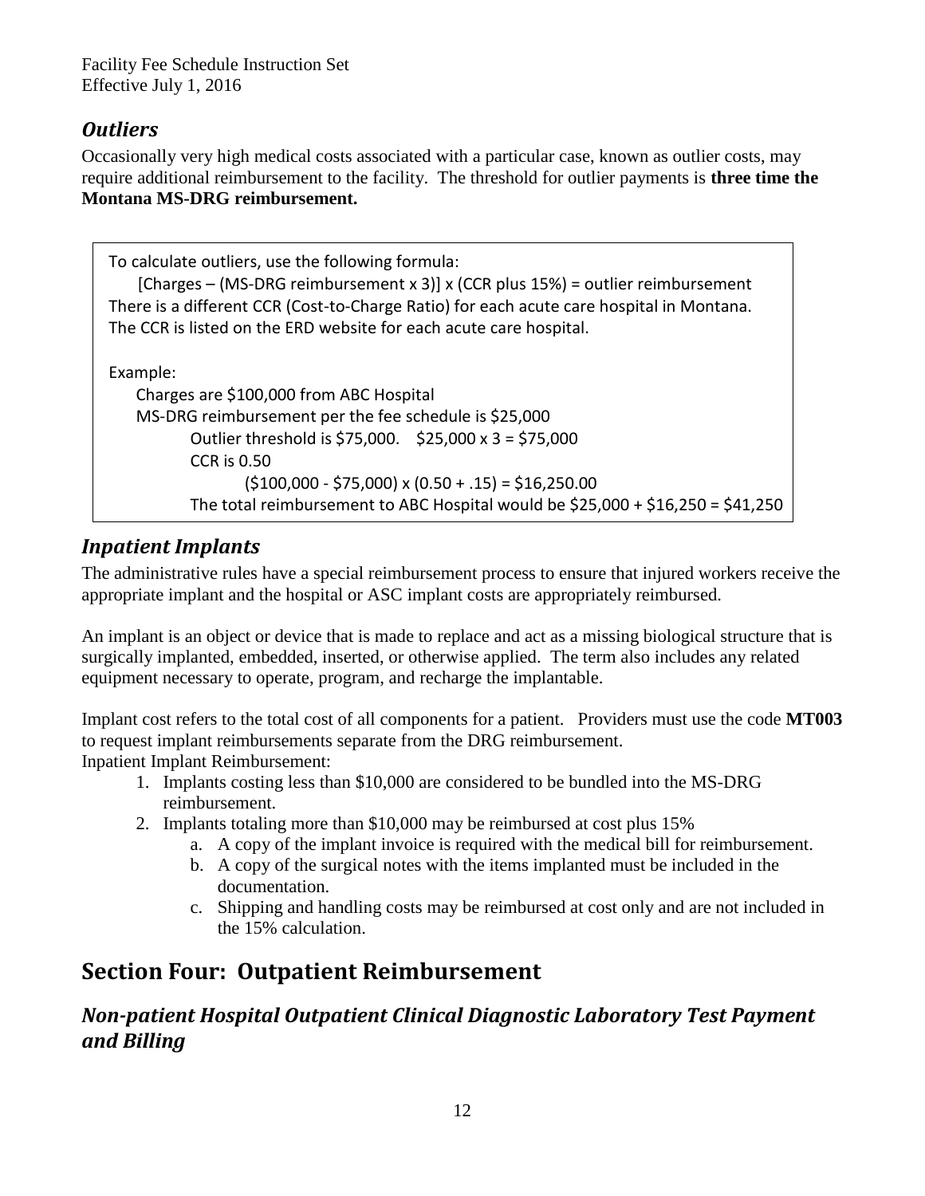### *Outliers*

Occasionally very high medical costs associated with a particular case, known as outlier costs, may require additional reimbursement to the facility. The threshold for outlier payments is **three time the Montana MS-DRG reimbursement.**

> To calculate outliers, use the following formula:
>
> [Charges – (MS-DRG reimbursement x 3)] x (CCR plus 15%) = outlier reimbursement
>
> There is a different CCR (Cost-to-Charge Ratio) for each acute care hospital in Montana. The CCR is listed on the ERD website for each acute care hospital.
>
> Example:
>
> Charges are $100,000 from ABC Hospital
>
> MS-DRG reimbursement per the fee schedule is $25,000
>
> Outlier threshold is $75,000. $25,000 x 3 = $75,000
>
> CCR is 0.50
>
> ($100,000 - $75,000) x (0.50 + .15) = $16,250.00
>
> The total reimbursement to ABC Hospital would be $25,000 + $16,250 = $41,250

### *Inpatient Implants*

The administrative rules have a special reimbursement process to ensure that injured workers receive the appropriate implant and the hospital or ASC implant costs are appropriately reimbursed.

An implant is an object or device that is made to replace and act as a missing biological structure that is surgically implanted, embedded, inserted, or otherwise applied. The term also includes any related equipment necessary to operate, program, and recharge the implantable.

Implant cost refers to the total cost of all components for a patient. Providers must use the code **MT003** to request implant reimbursements separate from the DRG reimbursement.

Inpatient Implant Reimbursement:

1. Implants costing less than $10,000 are considered to be bundled into the MS-DRG reimbursement.
2. Implants totaling more than $10,000 may be reimbursed at cost plus 15%
   a. A copy of the implant invoice is required with the medical bill for reimbursement.
   b. A copy of the surgical notes with the items implanted must be included in the documentation.
   c. Shipping and handling costs may be reimbursed at cost only and are not included in the 15% calculation.

## Section Four: Outpatient Reimbursement

### *Non-patient Hospital Outpatient Clinical Diagnostic Laboratory Test Payment and Billing*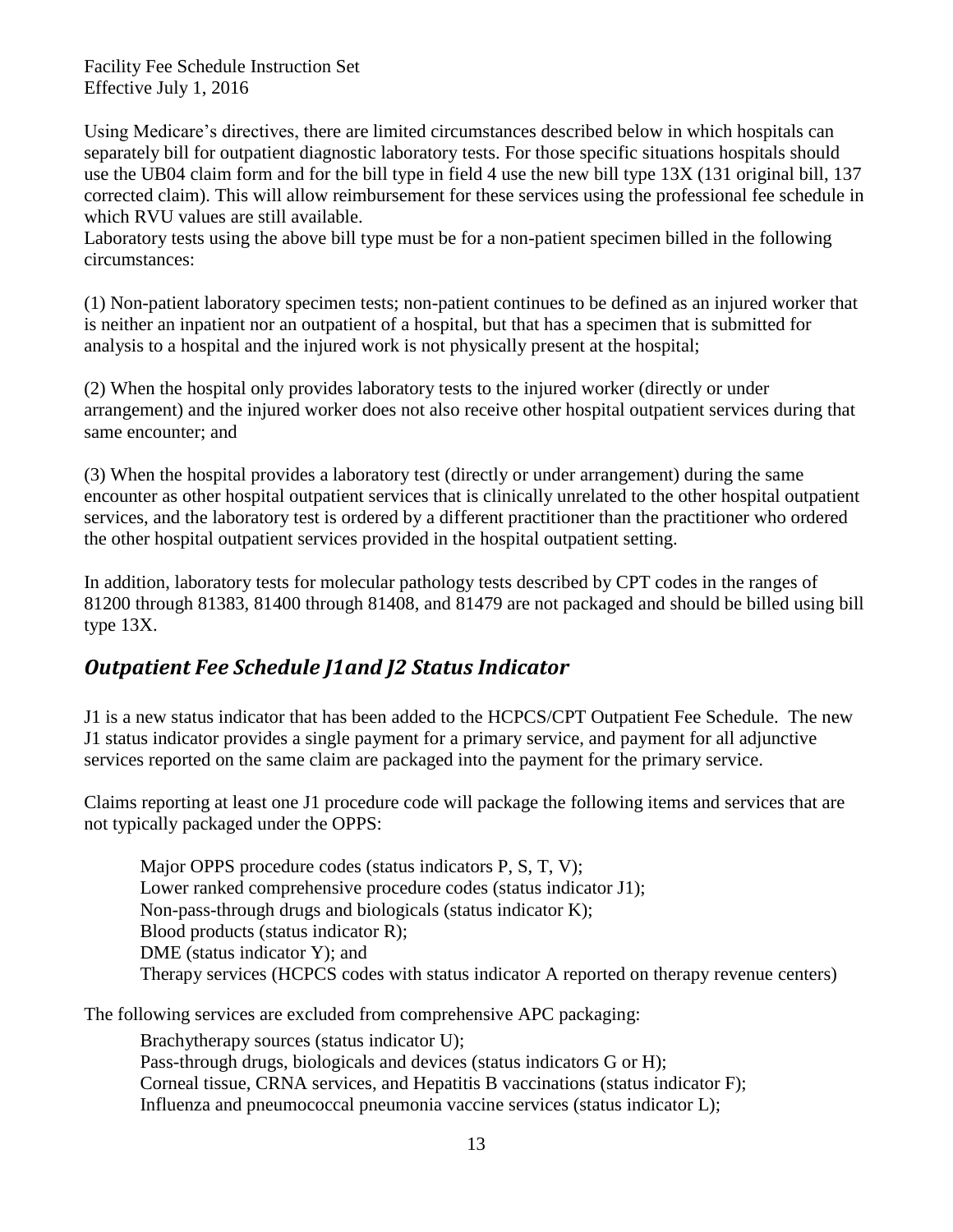Using Medicare's directives, there are limited circumstances described below in which hospitals can separately bill for outpatient diagnostic laboratory tests. For those specific situations hospitals should use the UB04 claim form and for the bill type in field 4 use the new bill type 13X (131 original bill, 137 corrected claim). This will allow reimbursement for these services using the professional fee schedule in which RVU values are still available.

Laboratory tests using the above bill type must be for a non-patient specimen billed in the following circumstances:

(1) Non-patient laboratory specimen tests; non-patient continues to be defined as an injured worker that is neither an inpatient nor an outpatient of a hospital, but that has a specimen that is submitted for analysis to a hospital and the injured work is not physically present at the hospital;

(2) When the hospital only provides laboratory tests to the injured worker (directly or under arrangement) and the injured worker does not also receive other hospital outpatient services during that same encounter; and

(3) When the hospital provides a laboratory test (directly or under arrangement) during the same encounter as other hospital outpatient services that is clinically unrelated to the other hospital outpatient services, and the laboratory test is ordered by a different practitioner than the practitioner who ordered the other hospital outpatient services provided in the hospital outpatient setting.

In addition, laboratory tests for molecular pathology tests described by CPT codes in the ranges of 81200 through 81383, 81400 through 81408, and 81479 are not packaged and should be billed using bill type 13X.

## *Outpatient Fee Schedule J1and J2 Status Indicator*

J1 is a new status indicator that has been added to the HCPCS/CPT Outpatient Fee Schedule. The new J1 status indicator provides a single payment for a primary service, and payment for all adjunctive services reported on the same claim are packaged into the payment for the primary service.

Claims reporting at least one J1 procedure code will package the following items and services that are not typically packaged under the OPPS:

- Major OPPS procedure codes (status indicators P, S, T, V);
- Lower ranked comprehensive procedure codes (status indicator J1);
- Non-pass-through drugs and biologicals (status indicator K);
- Blood products (status indicator R);
- DME (status indicator Y); and
- Therapy services (HCPCS codes with status indicator A reported on therapy revenue centers)

The following services are excluded from comprehensive APC packaging:

- Brachytherapy sources (status indicator U);
- Pass-through drugs, biologicals and devices (status indicators G or H);
- Corneal tissue, CRNA services, and Hepatitis B vaccinations (status indicator F);
- Influenza and pneumococcal pneumonia vaccine services (status indicator L);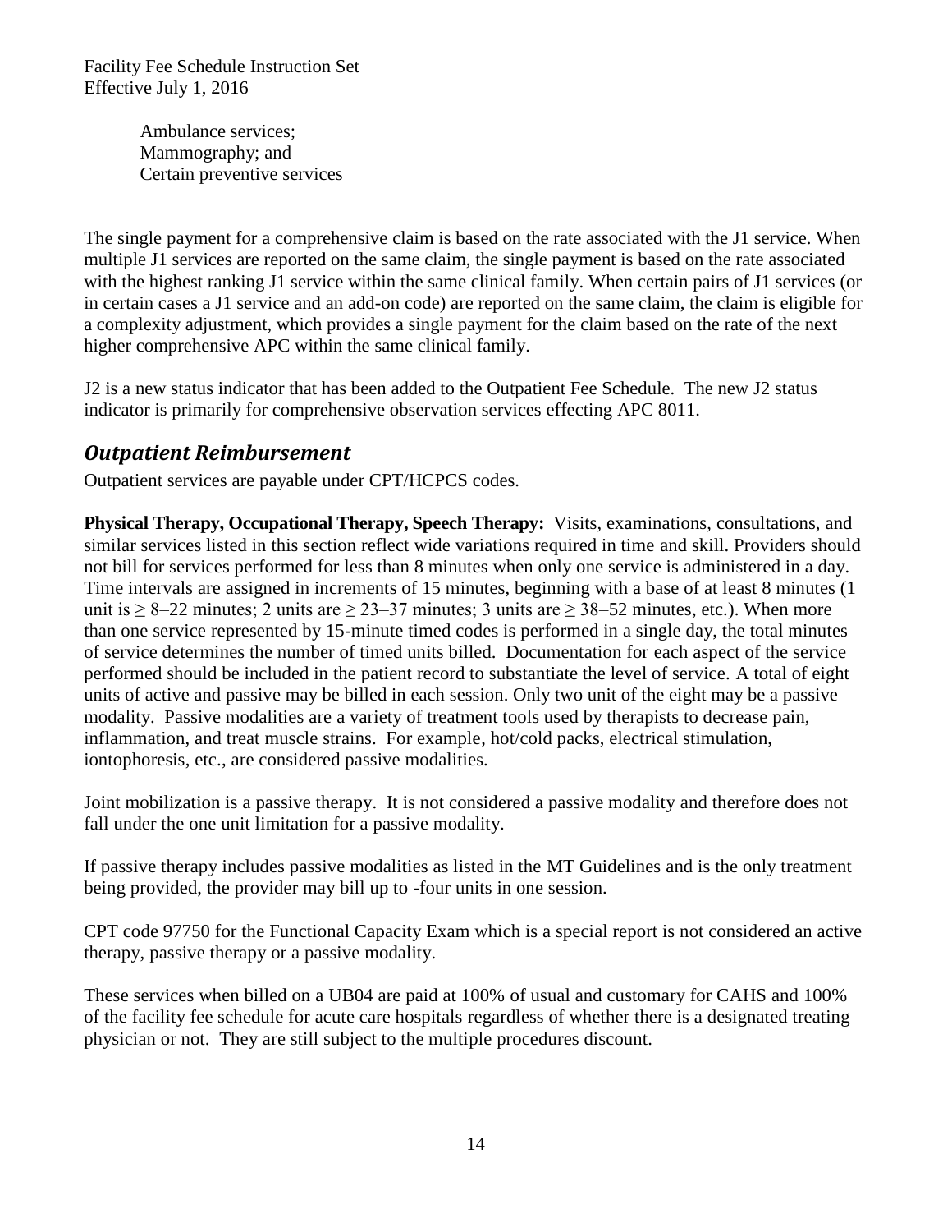Ambulance services;
Mammography; and
Certain preventive services

The single payment for a comprehensive claim is based on the rate associated with the J1 service. When multiple J1 services are reported on the same claim, the single payment is based on the rate associated with the highest ranking J1 service within the same clinical family. When certain pairs of J1 services (or in certain cases a J1 service and an add-on code) are reported on the same claim, the claim is eligible for a complexity adjustment, which provides a single payment for the claim based on the rate of the next higher comprehensive APC within the same clinical family.

J2 is a new status indicator that has been added to the Outpatient Fee Schedule. The new J2 status indicator is primarily for comprehensive observation services effecting APC 8011.

## *Outpatient Reimbursement*

Outpatient services are payable under CPT/HCPCS codes.

**Physical Therapy, Occupational Therapy, Speech Therapy:** Visits, examinations, consultations, and similar services listed in this section reflect wide variations required in time and skill. Providers should not bill for services performed for less than 8 minutes when only one service is administered in a day. Time intervals are assigned in increments of 15 minutes, beginning with a base of at least 8 minutes (1 unit is ≥ 8–22 minutes; 2 units are ≥ 23–37 minutes; 3 units are ≥ 38–52 minutes, etc.). When more than one service represented by 15-minute timed codes is performed in a single day, the total minutes of service determines the number of timed units billed. Documentation for each aspect of the service performed should be included in the patient record to substantiate the level of service. A total of eight units of active and passive may be billed in each session. Only two unit of the eight may be a passive modality. Passive modalities are a variety of treatment tools used by therapists to decrease pain, inflammation, and treat muscle strains. For example, hot/cold packs, electrical stimulation, iontophoresis, etc., are considered passive modalities.

Joint mobilization is a passive therapy. It is not considered a passive modality and therefore does not fall under the one unit limitation for a passive modality.

If passive therapy includes passive modalities as listed in the MT Guidelines and is the only treatment being provided, the provider may bill up to -four units in one session.

CPT code 97750 for the Functional Capacity Exam which is a special report is not considered an active therapy, passive therapy or a passive modality.

These services when billed on a UB04 are paid at 100% of usual and customary for CAHS and 100% of the facility fee schedule for acute care hospitals regardless of whether there is a designated treating physician or not. They are still subject to the multiple procedures discount.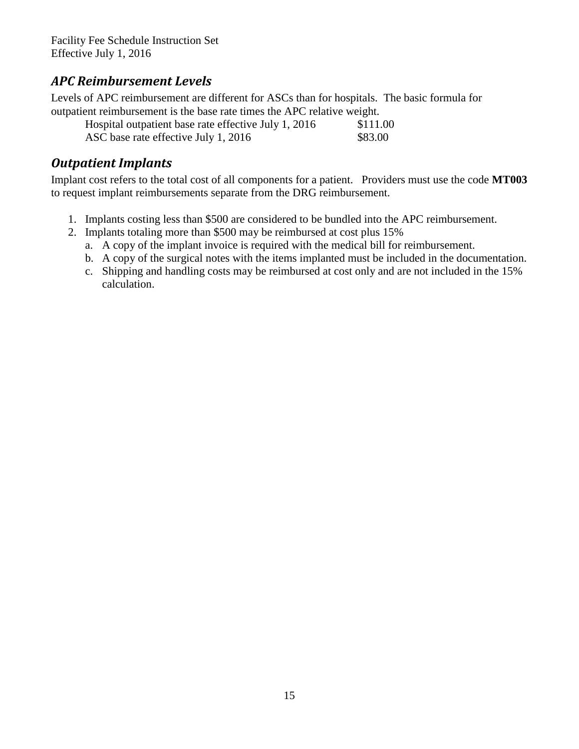## *APC Reimbursement Levels*

Levels of APC reimbursement are different for ASCs than for hospitals. The basic formula for outpatient reimbursement is the base rate times the APC relative weight.

| | |
|---|---|
| Hospital outpatient base rate effective July 1, 2016 | \$111.00 |
| ASC base rate effective July 1, 2016 | \$83.00 |

## *Outpatient Implants*

Implant cost refers to the total cost of all components for a patient. Providers must use the code **MT003** to request implant reimbursements separate from the DRG reimbursement.

1. Implants costing less than \$500 are considered to be bundled into the APC reimbursement.
2. Implants totaling more than \$500 may be reimbursed at cost plus 15%
   a. A copy of the implant invoice is required with the medical bill for reimbursement.
   b. A copy of the surgical notes with the items implanted must be included in the documentation.
   c. Shipping and handling costs may be reimbursed at cost only and are not included in the 15% calculation.